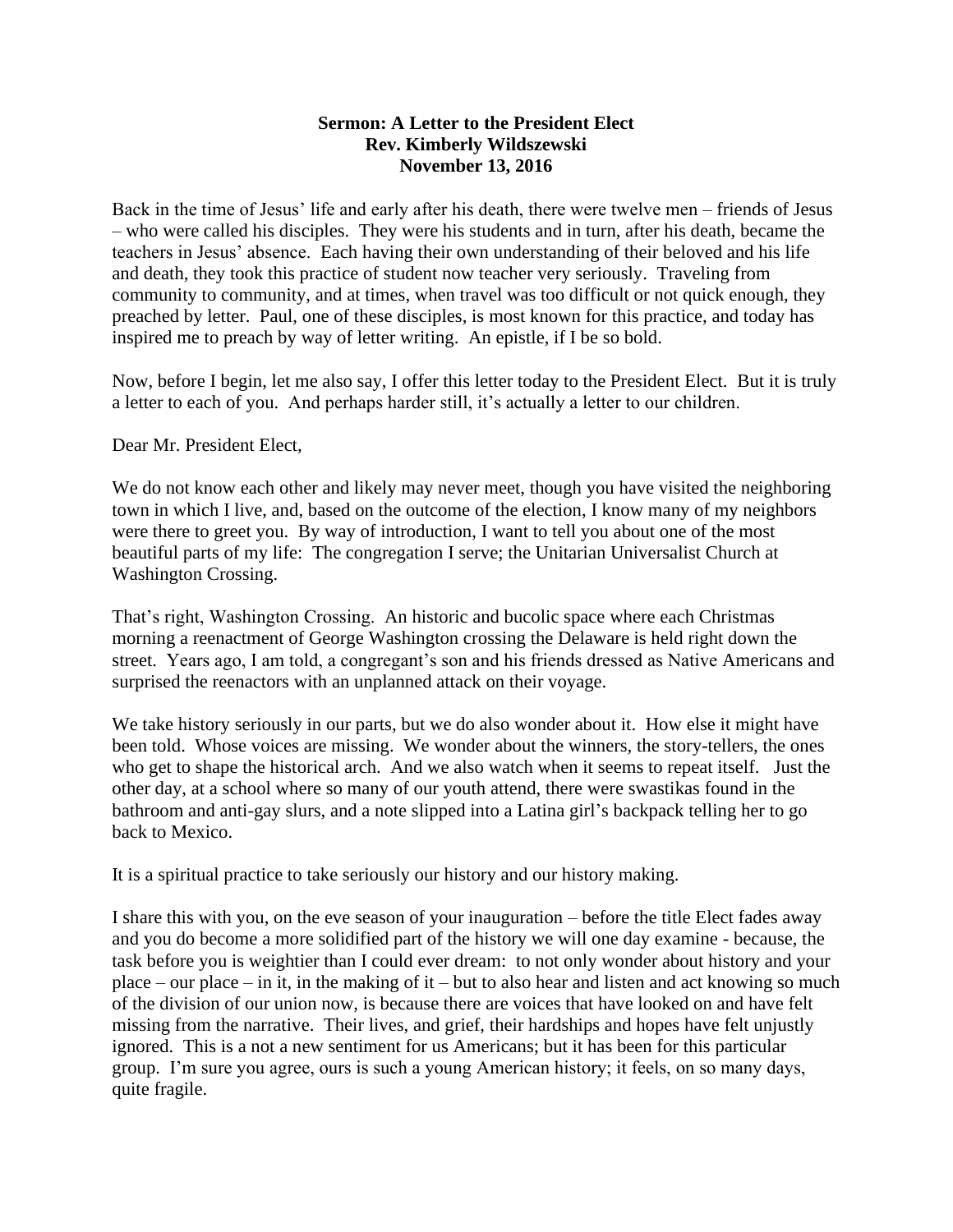**Sermon: A Letter to the President Elect**
**Rev. Kimberly Wildszewski**
**November 13, 2016**

Back in the time of Jesus' life and early after his death, there were twelve men – friends of Jesus – who were called his disciples. They were his students and in turn, after his death, became the teachers in Jesus' absence. Each having their own understanding of their beloved and his life and death, they took this practice of student now teacher very seriously. Traveling from community to community, and at times, when travel was too difficult or not quick enough, they preached by letter. Paul, one of these disciples, is most known for this practice, and today has inspired me to preach by way of letter writing. An epistle, if I be so bold.

Now, before I begin, let me also say, I offer this letter today to the President Elect. But it is truly a letter to each of you. And perhaps harder still, it's actually a letter to our children.

Dear Mr. President Elect,

We do not know each other and likely may never meet, though you have visited the neighboring town in which I live, and, based on the outcome of the election, I know many of my neighbors were there to greet you. By way of introduction, I want to tell you about one of the most beautiful parts of my life: The congregation I serve; the Unitarian Universalist Church at Washington Crossing.

That's right, Washington Crossing. An historic and bucolic space where each Christmas morning a reenactment of George Washington crossing the Delaware is held right down the street. Years ago, I am told, a congregant's son and his friends dressed as Native Americans and surprised the reenactors with an unplanned attack on their voyage.

We take history seriously in our parts, but we do also wonder about it. How else it might have been told. Whose voices are missing. We wonder about the winners, the story-tellers, the ones who get to shape the historical arch. And we also watch when it seems to repeat itself. Just the other day, at a school where so many of our youth attend, there were swastikas found in the bathroom and anti-gay slurs, and a note slipped into a Latina girl's backpack telling her to go back to Mexico.

It is a spiritual practice to take seriously our history and our history making.

I share this with you, on the eve season of your inauguration – before the title Elect fades away and you do become a more solidified part of the history we will one day examine - because, the task before you is weightier than I could ever dream: to not only wonder about history and your place – our place – in it, in the making of it – but to also hear and listen and act knowing so much of the division of our union now, is because there are voices that have looked on and have felt missing from the narrative. Their lives, and grief, their hardships and hopes have felt unjustly ignored. This is a not a new sentiment for us Americans; but it has been for this particular group. I'm sure you agree, ours is such a young American history; it feels, on so many days, quite fragile.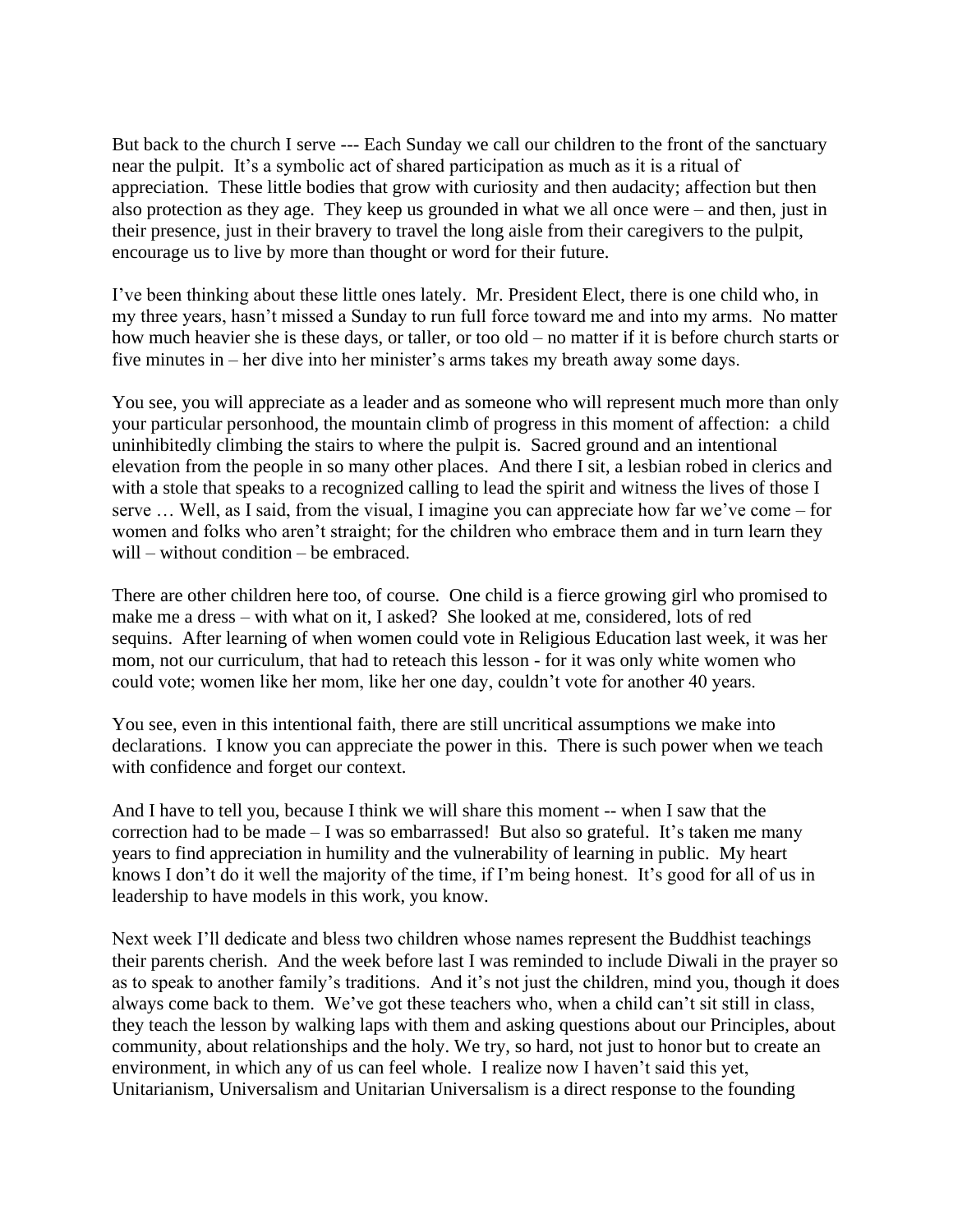But back to the church I serve --- Each Sunday we call our children to the front of the sanctuary near the pulpit. It's a symbolic act of shared participation as much as it is a ritual of appreciation. These little bodies that grow with curiosity and then audacity; affection but then also protection as they age. They keep us grounded in what we all once were – and then, just in their presence, just in their bravery to travel the long aisle from their caregivers to the pulpit, encourage us to live by more than thought or word for their future.

I've been thinking about these little ones lately. Mr. President Elect, there is one child who, in my three years, hasn't missed a Sunday to run full force toward me and into my arms. No matter how much heavier she is these days, or taller, or too old – no matter if it is before church starts or five minutes in – her dive into her minister's arms takes my breath away some days.

You see, you will appreciate as a leader and as someone who will represent much more than only your particular personhood, the mountain climb of progress in this moment of affection: a child uninhibitedly climbing the stairs to where the pulpit is. Sacred ground and an intentional elevation from the people in so many other places. And there I sit, a lesbian robed in clerics and with a stole that speaks to a recognized calling to lead the spirit and witness the lives of those I serve … Well, as I said, from the visual, I imagine you can appreciate how far we've come – for women and folks who aren't straight; for the children who embrace them and in turn learn they will – without condition – be embraced.

There are other children here too, of course. One child is a fierce growing girl who promised to make me a dress – with what on it, I asked? She looked at me, considered, lots of red sequins. After learning of when women could vote in Religious Education last week, it was her mom, not our curriculum, that had to reteach this lesson - for it was only white women who could vote; women like her mom, like her one day, couldn't vote for another 40 years.

You see, even in this intentional faith, there are still uncritical assumptions we make into declarations. I know you can appreciate the power in this. There is such power when we teach with confidence and forget our context.

And I have to tell you, because I think we will share this moment -- when I saw that the correction had to be made – I was so embarrassed! But also so grateful. It's taken me many years to find appreciation in humility and the vulnerability of learning in public. My heart knows I don't do it well the majority of the time, if I'm being honest. It's good for all of us in leadership to have models in this work, you know.

Next week I'll dedicate and bless two children whose names represent the Buddhist teachings their parents cherish. And the week before last I was reminded to include Diwali in the prayer so as to speak to another family's traditions. And it's not just the children, mind you, though it does always come back to them. We've got these teachers who, when a child can't sit still in class, they teach the lesson by walking laps with them and asking questions about our Principles, about community, about relationships and the holy. We try, so hard, not just to honor but to create an environment, in which any of us can feel whole. I realize now I haven't said this yet, Unitarianism, Universalism and Unitarian Universalism is a direct response to the founding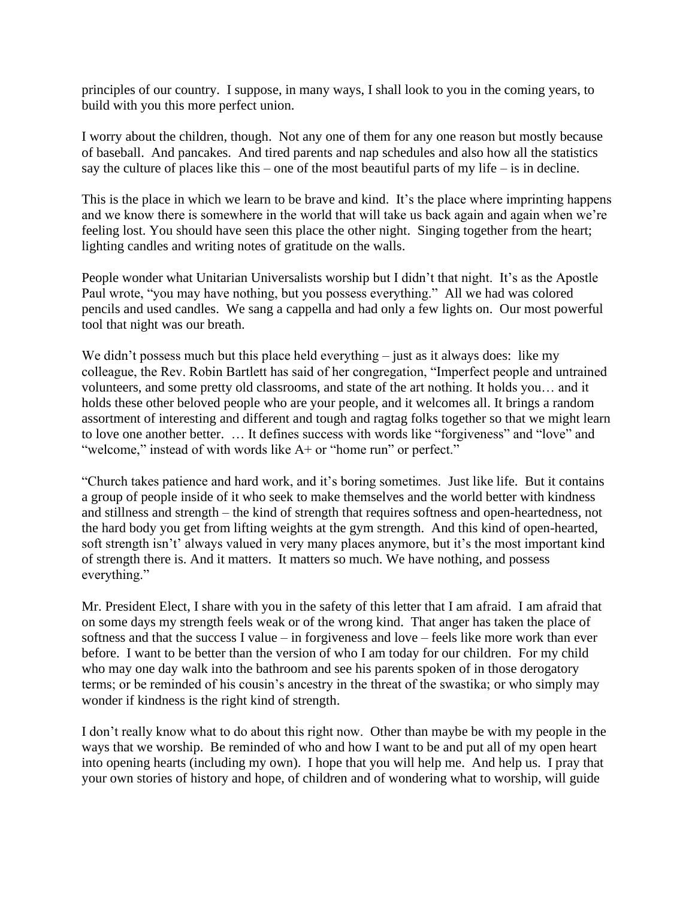principles of our country. I suppose, in many ways, I shall look to you in the coming years, to build with you this more perfect union.

I worry about the children, though. Not any one of them for any one reason but mostly because of baseball. And pancakes. And tired parents and nap schedules and also how all the statistics say the culture of places like this – one of the most beautiful parts of my life – is in decline.

This is the place in which we learn to be brave and kind. It's the place where imprinting happens and we know there is somewhere in the world that will take us back again and again when we're feeling lost. You should have seen this place the other night. Singing together from the heart; lighting candles and writing notes of gratitude on the walls.

People wonder what Unitarian Universalists worship but I didn't that night. It's as the Apostle Paul wrote, "you may have nothing, but you possess everything." All we had was colored pencils and used candles. We sang a cappella and had only a few lights on. Our most powerful tool that night was our breath.

We didn't possess much but this place held everything – just as it always does: like my colleague, the Rev. Robin Bartlett has said of her congregation, "Imperfect people and untrained volunteers, and some pretty old classrooms, and state of the art nothing. It holds you… and it holds these other beloved people who are your people, and it welcomes all. It brings a random assortment of interesting and different and tough and ragtag folks together so that we might learn to love one another better. … It defines success with words like "forgiveness" and "love" and "welcome," instead of with words like A+ or "home run" or perfect."

"Church takes patience and hard work, and it's boring sometimes. Just like life. But it contains a group of people inside of it who seek to make themselves and the world better with kindness and stillness and strength – the kind of strength that requires softness and open-heartedness, not the hard body you get from lifting weights at the gym strength. And this kind of open-hearted, soft strength isn't' always valued in very many places anymore, but it's the most important kind of strength there is. And it matters. It matters so much. We have nothing, and possess everything."

Mr. President Elect, I share with you in the safety of this letter that I am afraid. I am afraid that on some days my strength feels weak or of the wrong kind. That anger has taken the place of softness and that the success I value – in forgiveness and love – feels like more work than ever before. I want to be better than the version of who I am today for our children. For my child who may one day walk into the bathroom and see his parents spoken of in those derogatory terms; or be reminded of his cousin's ancestry in the threat of the swastika; or who simply may wonder if kindness is the right kind of strength.

I don't really know what to do about this right now. Other than maybe be with my people in the ways that we worship. Be reminded of who and how I want to be and put all of my open heart into opening hearts (including my own). I hope that you will help me. And help us. I pray that your own stories of history and hope, of children and of wondering what to worship, will guide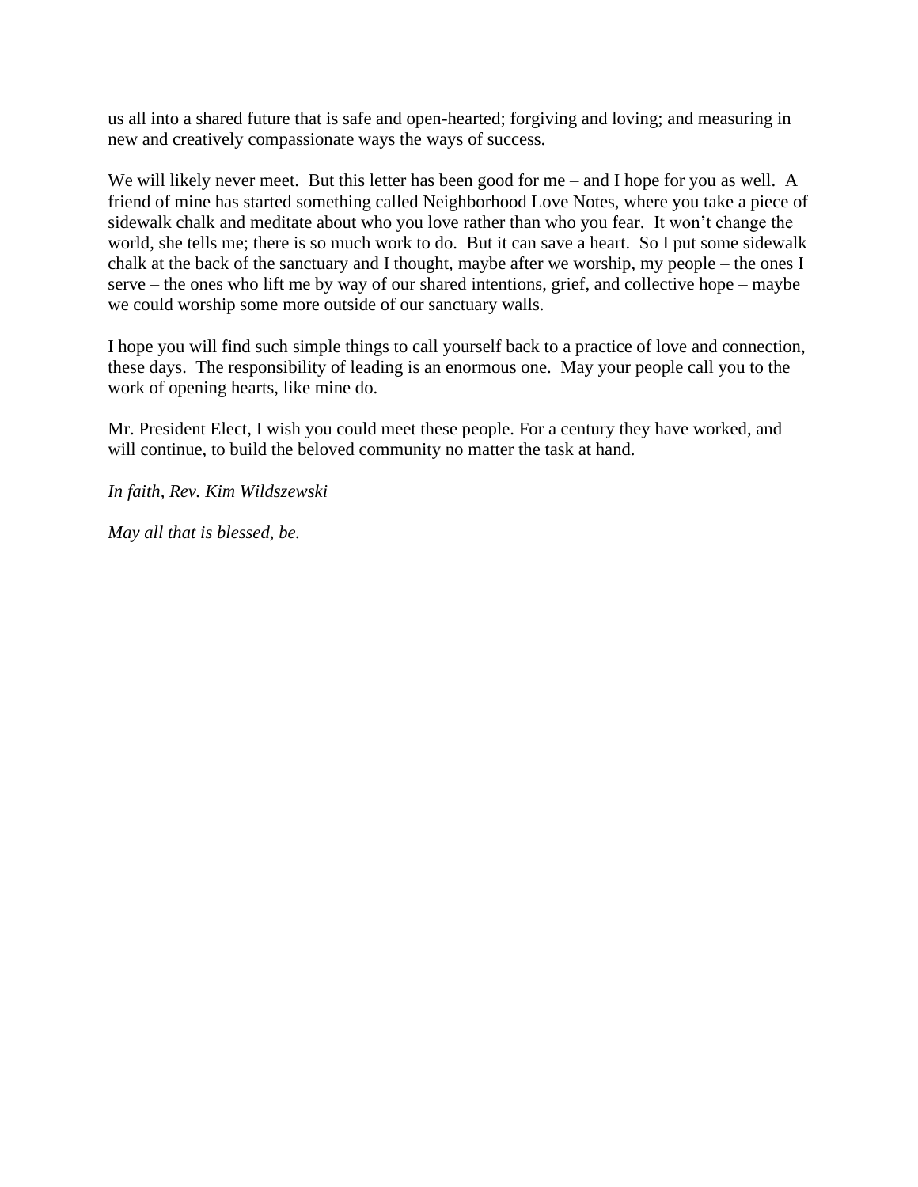us all into a shared future that is safe and open-hearted; forgiving and loving; and measuring in new and creatively compassionate ways the ways of success.

We will likely never meet. But this letter has been good for me – and I hope for you as well. A friend of mine has started something called Neighborhood Love Notes, where you take a piece of sidewalk chalk and meditate about who you love rather than who you fear. It won't change the world, she tells me; there is so much work to do. But it can save a heart. So I put some sidewalk chalk at the back of the sanctuary and I thought, maybe after we worship, my people – the ones I serve – the ones who lift me by way of our shared intentions, grief, and collective hope – maybe we could worship some more outside of our sanctuary walls.

I hope you will find such simple things to call yourself back to a practice of love and connection, these days. The responsibility of leading is an enormous one. May your people call you to the work of opening hearts, like mine do.

Mr. President Elect, I wish you could meet these people. For a century they have worked, and will continue, to build the beloved community no matter the task at hand.

*In faith, Rev. Kim Wildszewski*

*May all that is blessed, be.*